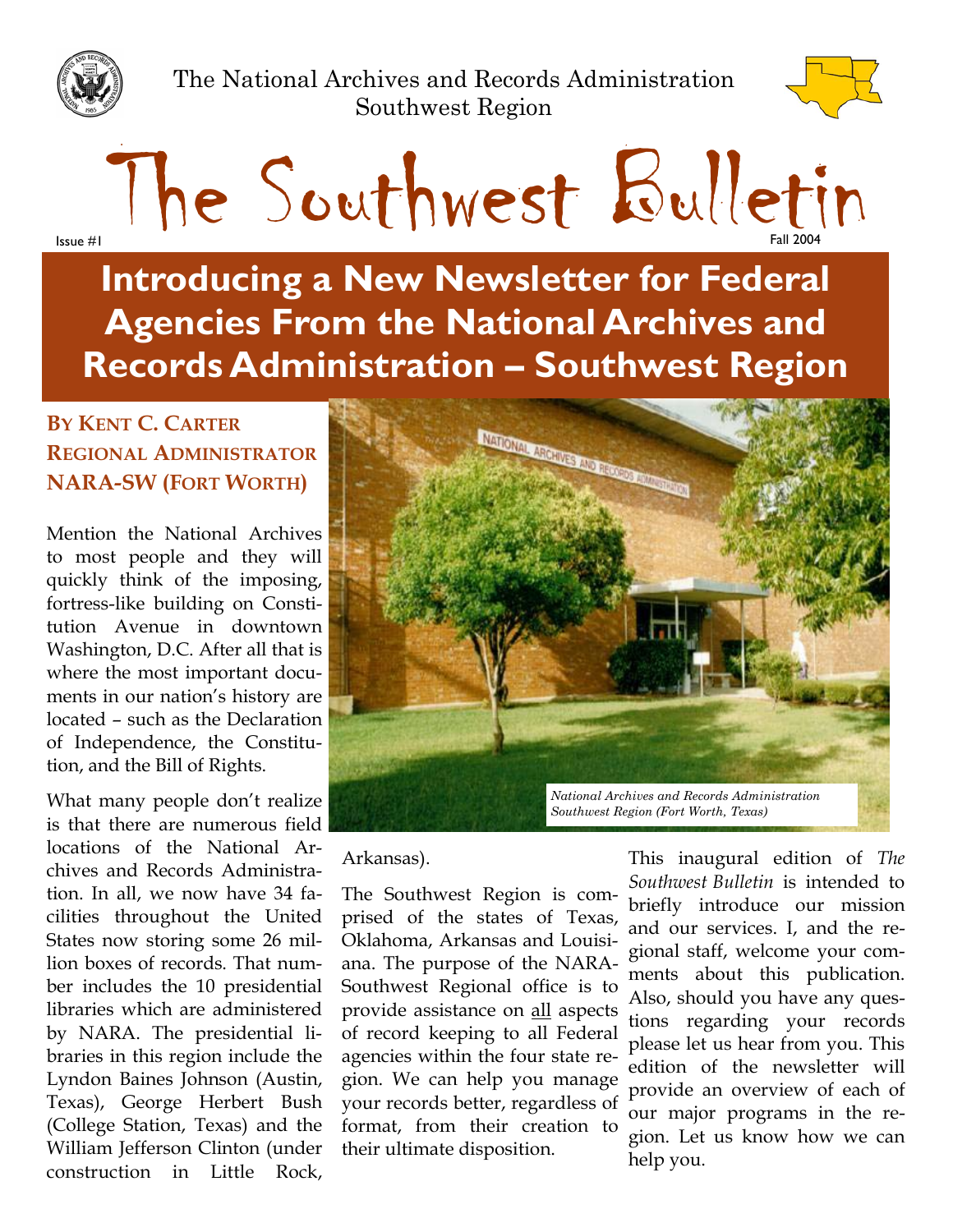The National Archives and Records Administration
Southwest Region

# The Southwest Bulletin

Issue #1 Fall 2004

## Introducing a New Newsletter for Federal Agencies From the National Archives and Records Administration – Southwest Region

**BY KENT C. CARTER**
**REGIONAL ADMINISTRATOR**
**NARA-SW (FORT WORTH)**

Mention the National Archives to most people and they will quickly think of the imposing, fortress-like building on Constitution Avenue in downtown Washington, D.C. After all that is where the most important documents in our nation's history are located – such as the Declaration of Independence, the Constitution, and the Bill of Rights.

What many people don't realize is that there are numerous field locations of the National Archives and Records Administration. In all, we now have 34 facilities throughout the United States now storing some 26 million boxes of records. That number includes the 10 presidential libraries which are administered by NARA. The presidential libraries in this region include the Lyndon Baines Johnson (Austin, Texas), George Herbert Bush (College Station, Texas) and the William Jefferson Clinton (under construction in Little Rock, Arkansas).

*National Archives and Records Administration Southwest Region (Fort Worth, Texas)*

The Southwest Region is comprised of the states of Texas, Oklahoma, Arkansas and Louisiana. The purpose of the NARA-Southwest Regional office is to provide assistance on all aspects of record keeping to all Federal agencies within the four state region. We can help you manage your records better, regardless of format, from their creation to their ultimate disposition.

This inaugural edition of *The Southwest Bulletin* is intended to briefly introduce our mission and our services. I, and the regional staff, welcome your comments about this publication. Also, should you have any questions regarding your records please let us hear from you. This edition of the newsletter will provide an overview of each of our major programs in the region. Let us know how we can help you.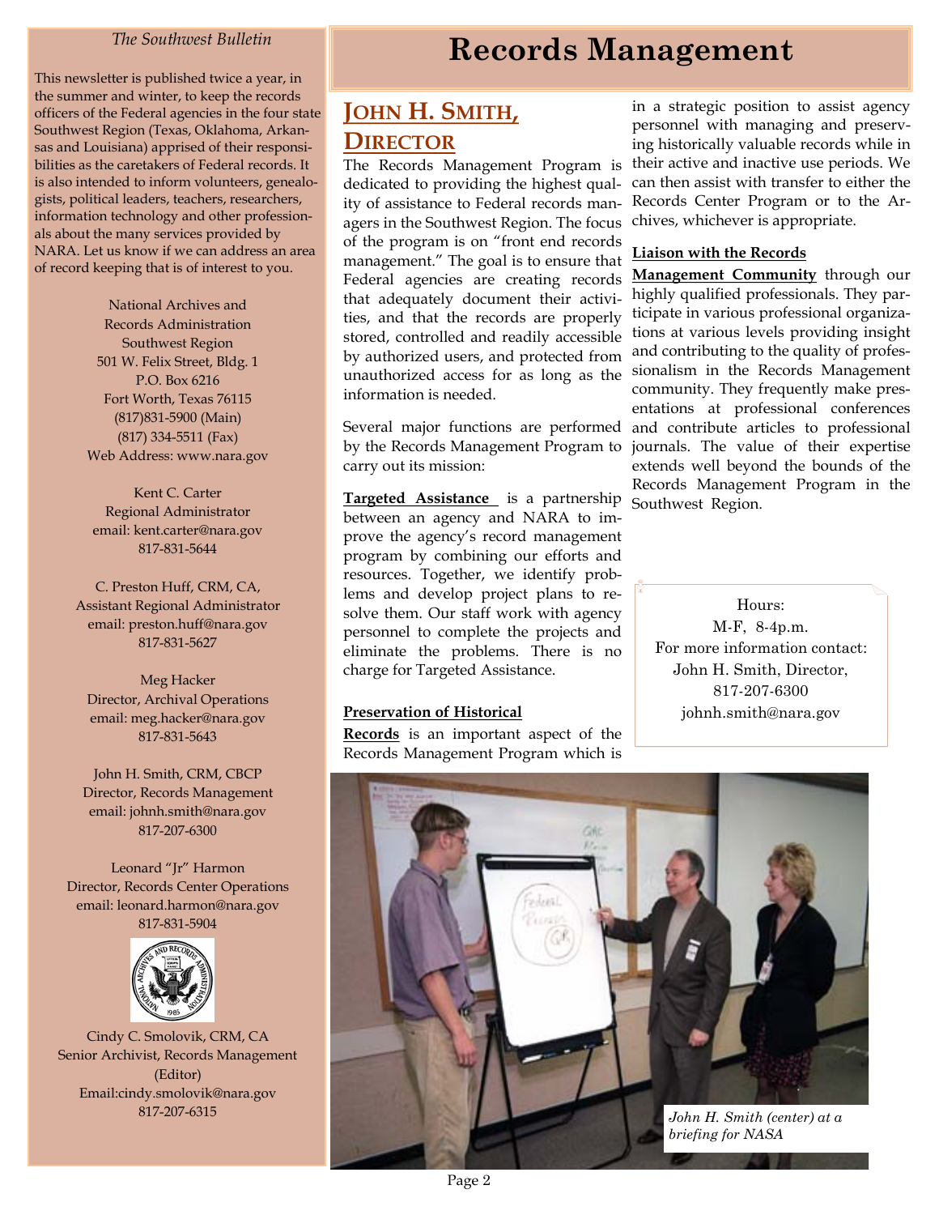*The Southwest Bulletin*

This newsletter is published twice a year, in the summer and winter, to keep the records officers of the Federal agencies in the four state Southwest Region (Texas, Oklahoma, Arkansas and Louisiana) apprised of their responsibilities as the caretakers of Federal records. It is also intended to inform volunteers, genealogists, political leaders, teachers, researchers, information technology and other professionals about the many services provided by NARA. Let us know if we can address an area of record keeping that is of interest to you.

National Archives and
Records Administration
Southwest Region
501 W. Felix Street, Bldg. 1
P.O. Box 6216
Fort Worth, Texas 76115
(817)831-5900 (Main)
(817) 334-5511 (Fax)
Web Address: www.nara.gov

Kent C. Carter
Regional Administrator
email: kent.carter@nara.gov
817-831-5644

C. Preston Huff, CRM, CA,
Assistant Regional Administrator
email: preston.huff@nara.gov
817-831-5627

Meg Hacker
Director, Archival Operations
email: meg.hacker@nara.gov
817-831-5643

John H. Smith, CRM, CBCP
Director, Records Management
email: johnh.smith@nara.gov
817-207-6300

Leonard "Jr" Harmon
Director, Records Center Operations
email: leonard.harmon@nara.gov
817-831-5904

Cindy C. Smolovik, CRM, CA
Senior Archivist, Records Management
(Editor)
Email:cindy.smolovik@nara.gov
817-207-6315

# Records Management

## John H. Smith, Director

The Records Management Program is dedicated to providing the highest quality of assistance to Federal records managers in the Southwest Region. The focus of the program is on "front end records management." The goal is to ensure that Federal agencies are creating records that adequately document their activities, and that the records are properly stored, controlled and readily accessible by authorized users, and protected from unauthorized access for as long as the information is needed.

Several major functions are performed by the Records Management Program to carry out its mission:

**Targeted Assistance** is a partnership between an agency and NARA to improve the agency's record management program by combining our efforts and resources. Together, we identify problems and develop project plans to resolve them. Our staff work with agency personnel to complete the projects and eliminate the problems. There is no charge for Targeted Assistance.

**Preservation of Historical Records** is an important aspect of the Records Management Program which is in a strategic position to assist agency personnel with managing and preserving historically valuable records while in their active and inactive use periods. We can then assist with transfer to either the Records Center Program or to the Archives, whichever is appropriate.

**Liaison with the Records Management Community** through our highly qualified professionals. They participate in various professional organizations at various levels providing insight and contributing to the quality of professionalism in the Records Management community. They frequently make presentations at professional conferences and contribute articles to professional journals. The value of their expertise extends well beyond the bounds of the Records Management Program in the Southwest Region.

Hours:
M-F, 8-4p.m.
For more information contact:
John H. Smith, Director,
817-207-6300
johnh.smith@nara.gov

*John H. Smith (center) at a briefing for NASA*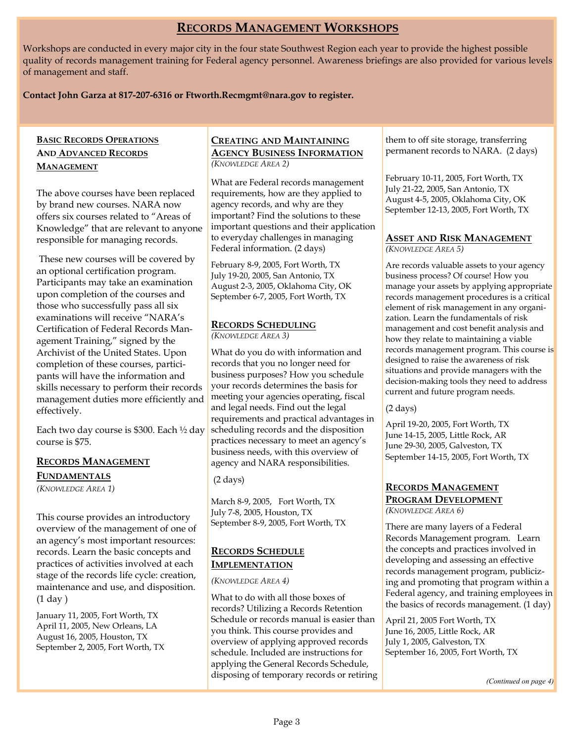# Records Management Workshops

Workshops are conducted in every major city in the four state Southwest Region each year to provide the highest possible quality of records management training for Federal agency personnel. Awareness briefings are also provided for various levels of management and staff.

**Contact John Garza at 817-207-6316 or Ftworth.Recmgmt@nara.gov to register.**

## Basic Records Operations And Advanced Records Management

The above courses have been replaced by brand new courses. NARA now offers six courses related to "Areas of Knowledge" that are relevant to anyone responsible for managing records.

These new courses will be covered by an optional certification program. Participants may take an examination upon completion of the courses and those who successfully pass all six examinations will receive "NARA's Certification of Federal Records Management Training," signed by the Archivist of the United States. Upon completion of these courses, participants will have the information and skills necessary to perform their records management duties more efficiently and effectively.

Each two day course is $300. Each ½ day course is $75.

## Records Management Fundamentals

*(Knowledge Area 1)*

This course provides an introductory overview of the management of one of an agency's most important resources: records. Learn the basic concepts and practices of activities involved at each stage of the records life cycle: creation, maintenance and use, and disposition. (1 day )

January 11, 2005, Fort Worth, TX
April 11, 2005, New Orleans, LA
August 16, 2005, Houston, TX
September 2, 2005, Fort Worth, TX

## Creating and Maintaining Agency Business Information

*(Knowledge Area 2)*

What are Federal records management requirements, how are they applied to agency records, and why are they important? Find the solutions to these important questions and their application to everyday challenges in managing Federal information. (2 days)

February 8-9, 2005, Fort Worth, TX
July 19-20, 2005, San Antonio, TX
August 2-3, 2005, Oklahoma City, OK
September 6-7, 2005, Fort Worth, TX

## Records Scheduling

*(Knowledge Area 3)*

What do you do with information and records that you no longer need for business purposes? How you schedule your records determines the basis for meeting your agencies operating, fiscal and legal needs. Find out the legal requirements and practical advantages in scheduling records and the disposition practices necessary to meet an agency's business needs, with this overview of agency and NARA responsibilities.

(2 days)

March 8-9, 2005, Fort Worth, TX
July 7-8, 2005, Houston, TX
September 8-9, 2005, Fort Worth, TX

## Records Schedule Implementation

*(Knowledge Area 4)*

What to do with all those boxes of records? Utilizing a Records Retention Schedule or records manual is easier than you think. This course provides and overview of applying approved records schedule. Included are instructions for applying the General Records Schedule, disposing of temporary records or retiring them to off site storage, transferring permanent records to NARA. (2 days)

February 10-11, 2005, Fort Worth, TX
July 21-22, 2005, San Antonio, TX
August 4-5, 2005, Oklahoma City, OK
September 12-13, 2005, Fort Worth, TX

## Asset and Risk Management

*(Knowledge Area 5)*

Are records valuable assets to your agency business process? Of course! How you manage your assets by applying appropriate records management procedures is a critical element of risk management in any organization. Learn the fundamentals of risk management and cost benefit analysis and how they relate to maintaining a viable records management program. This course is designed to raise the awareness of risk situations and provide managers with the decision-making tools they need to address current and future program needs.

(2 days)

April 19-20, 2005, Fort Worth, TX
June 14-15, 2005, Little Rock, AR
June 29-30, 2005, Galveston, TX
September 14-15, 2005, Fort Worth, TX

## Records Management Program Development

*(Knowledge Area 6)*

There are many layers of a Federal Records Management program. Learn the concepts and practices involved in developing and assessing an effective records management program, publicizing and promoting that program within a Federal agency, and training employees in the basics of records management. (1 day)

April 21, 2005 Fort Worth, TX
June 16, 2005, Little Rock, AR
July 1, 2005, Galveston, TX
September 16, 2005, Fort Worth, TX

*(Continued on page 4)*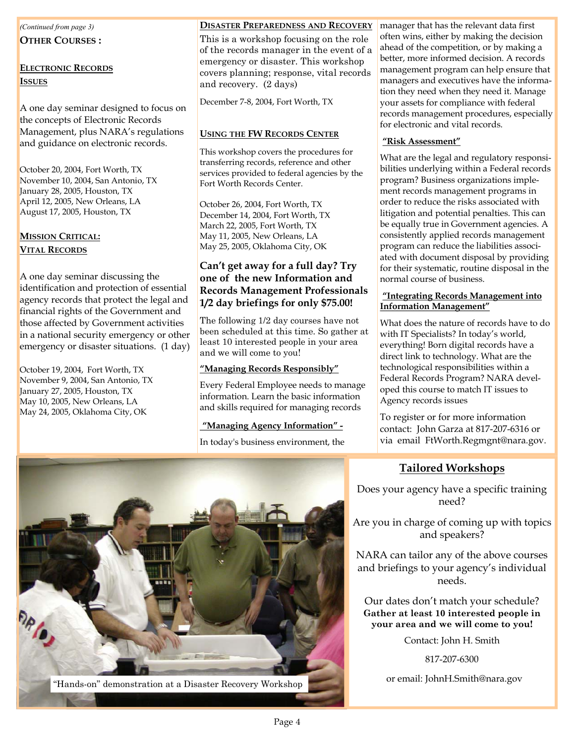*(Continued from page 3)*

**OTHER COURSES :**

**ELECTRONIC RECORDS ISSUES**

A one day seminar designed to focus on the concepts of Electronic Records Management, plus NARA's regulations and guidance on electronic records.

October 20, 2004, Fort Worth, TX
November 10, 2004, San Antonio, TX
January 28, 2005, Houston, TX
April 12, 2005, New Orleans, LA
August 17, 2005, Houston, TX

**MISSION CRITICAL: VITAL RECORDS**

A one day seminar discussing the identification and protection of essential agency records that protect the legal and financial rights of the Government and those affected by Government activities in a national security emergency or other emergency or disaster situations. (1 day)

October 19, 2004, Fort Worth, TX
November 9, 2004, San Antonio, TX
January 27, 2005, Houston, TX
May 10, 2005, New Orleans, LA
May 24, 2005, Oklahoma City, OK

**DISASTER PREPAREDNESS AND RECOVERY**

This is a workshop focusing on the role of the records manager in the event of a emergency or disaster. This workshop covers planning; response, vital records and recovery. (2 days)

December 7-8, 2004, Fort Worth, TX

**USING THE FW RECORDS CENTER**

This workshop covers the procedures for transferring records, reference and other services provided to federal agencies by the Fort Worth Records Center.

October 26, 2004, Fort Worth, TX
December 14, 2004, Fort Worth, TX
March 22, 2005, Fort Worth, TX
May 11, 2005, New Orleans, LA
May 25, 2005, Oklahoma City, OK

### Can't get away for a full day? Try one of the new Information and Records Management Professionals 1/2 day briefings for only $75.00!

The following 1/2 day courses have not been scheduled at this time. So gather at least 10 interested people in your area and we will come to you!

**"Managing Records Responsibly"**

Every Federal Employee needs to manage information. Learn the basic information and skills required for managing records

**"Managing Agency Information" -**

In today's business environment, the manager that has the relevant data first often wins, either by making the decision ahead of the competition, or by making a better, more informed decision. A records management program can help ensure that managers and executives have the information they need when they need it. Manage your assets for compliance with federal records management procedures, especially for electronic and vital records.

**"Risk Assessment"**

What are the legal and regulatory responsibilities underlying within a Federal records program? Business organizations implement records management programs in order to reduce the risks associated with litigation and potential penalties. This can be equally true in Government agencies. A consistently applied records management program can reduce the liabilities associated with document disposal by providing for their systematic, routine disposal in the normal course of business.

**"Integrating Records Management into Information Management"**

What does the nature of records have to do with IT Specialists? In today's world, everything! Born digital records have a direct link to technology. What are the technological responsibilities within a Federal Records Program? NARA developed this course to match IT issues to Agency records issues

To register or for more information contact: John Garza at 817-207-6316 or via email FtWorth.Regmgnt@nara.gov.

"Hands-on" demonstration at a Disaster Recovery Workshop

## Tailored Workshops

Does your agency have a specific training need?

Are you in charge of coming up with topics and speakers?

NARA can tailor any of the above courses and briefings to your agency's individual needs.

Our dates don't match your schedule? **Gather at least 10 interested people in your area and we will come to you!**

Contact: John H. Smith

817-207-6300

or email: JohnH.Smith@nara.gov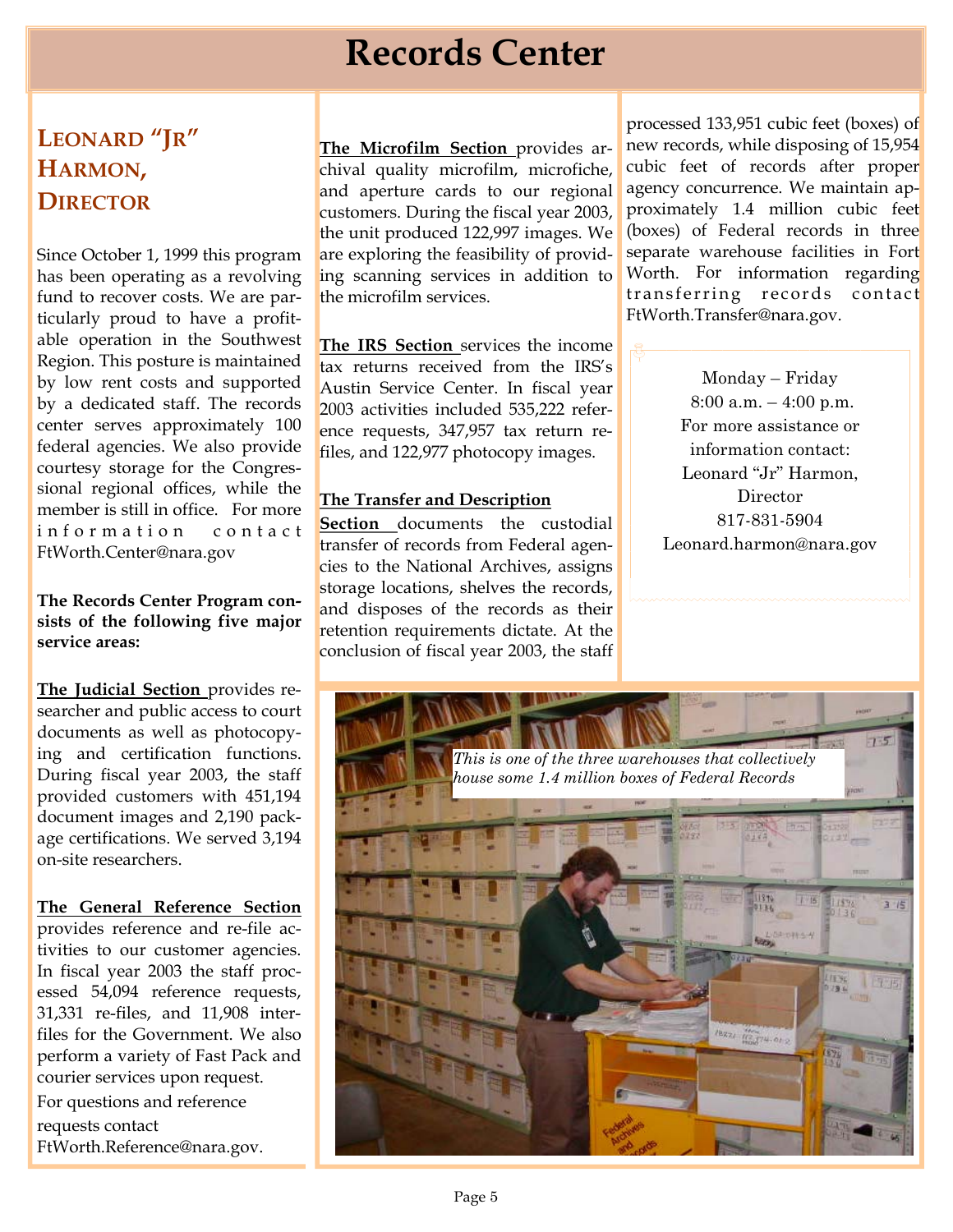# Records Center

## Leonard "Jr" Harmon, Director

Since October 1, 1999 this program has been operating as a revolving fund to recover costs. We are particularly proud to have a profitable operation in the Southwest Region. This posture is maintained by low rent costs and supported by a dedicated staff. The records center serves approximately 100 federal agencies. We also provide courtesy storage for the Congressional regional offices, while the member is still in office. For more information contact FtWorth.Center@nara.gov

**The Records Center Program consists of the following five major service areas:**

**The Judicial Section** provides researcher and public access to court documents as well as photocopying and certification functions. During fiscal year 2003, the staff provided customers with 451,194 document images and 2,190 package certifications. We served 3,194 on-site researchers.

**The General Reference Section** provides reference and re-file activities to our customer agencies. In fiscal year 2003 the staff processed 54,094 reference requests, 31,331 re-files, and 11,908 interfiles for the Government. We also perform a variety of Fast Pack and courier services upon request.

For questions and reference requests contact FtWorth.Reference@nara.gov.

**The Microfilm Section** provides archival quality microfilm, microfiche, and aperture cards to our regional customers. During the fiscal year 2003, the unit produced 122,997 images. We are exploring the feasibility of providing scanning services in addition to the microfilm services.

**The IRS Section** services the income tax returns received from the IRS's Austin Service Center. In fiscal year 2003 activities included 535,222 reference requests, 347,957 tax return refiles, and 122,977 photocopy images.

**The Transfer and Description Section** documents the custodial transfer of records from Federal agencies to the National Archives, assigns storage locations, shelves the records, and disposes of the records as their retention requirements dictate. At the conclusion of fiscal year 2003, the staff processed 133,951 cubic feet (boxes) of new records, while disposing of 15,954 cubic feet of records after proper agency concurrence. We maintain approximately 1.4 million cubic feet (boxes) of Federal records in three separate warehouse facilities in Fort Worth. For information regarding transferring records contact FtWorth.Transfer@nara.gov.

Monday – Friday  
8:00 a.m. – 4:00 p.m.  
For more assistance or information contact:  
Leonard "Jr" Harmon, Director  
817-831-5904  
Leonard.harmon@nara.gov

*This is one of the three warehouses that collectively house some 1.4 million boxes of Federal Records*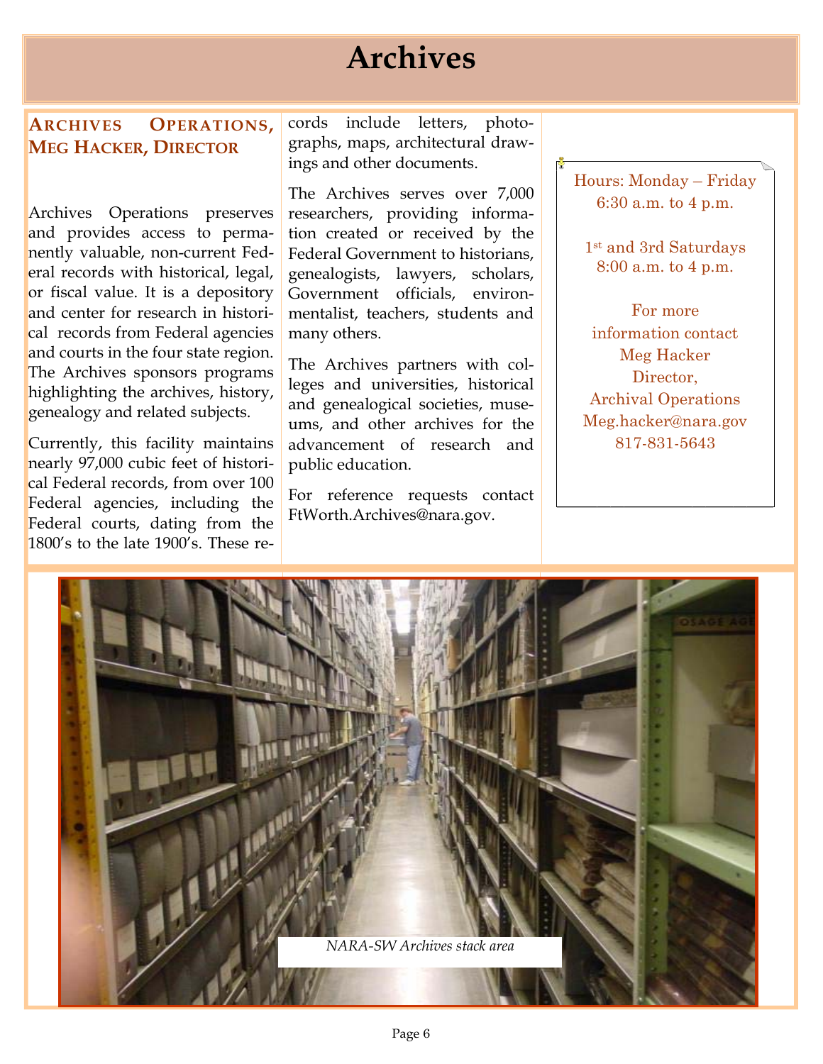# Archives

## Archives Operations, Meg Hacker, Director

Archives Operations preserves and provides access to permanently valuable, non-current Federal records with historical, legal, or fiscal value. It is a depository and center for research in historical records from Federal agencies and courts in the four state region. The Archives sponsors programs highlighting the archives, history, genealogy and related subjects.

Currently, this facility maintains nearly 97,000 cubic feet of historical Federal records, from over 100 Federal agencies, including the Federal courts, dating from the 1800's to the late 1900's. These records include letters, photographs, maps, architectural drawings and other documents.

The Archives serves over 7,000 researchers, providing information created or received by the Federal Government to historians, genealogists, lawyers, scholars, Government officials, environmentalist, teachers, students and many others.

The Archives partners with colleges and universities, historical and genealogical societies, museums, and other archives for the advancement of research and public education.

For reference requests contact FtWorth.Archives@nara.gov.

Hours: Monday – Friday
6:30 a.m. to 4 p.m.

1st and 3rd Saturdays
8:00 a.m. to 4 p.m.

For more information contact
Meg Hacker
Director,
Archival Operations
Meg.hacker@nara.gov
817-831-5643

*NARA-SW Archives stack area*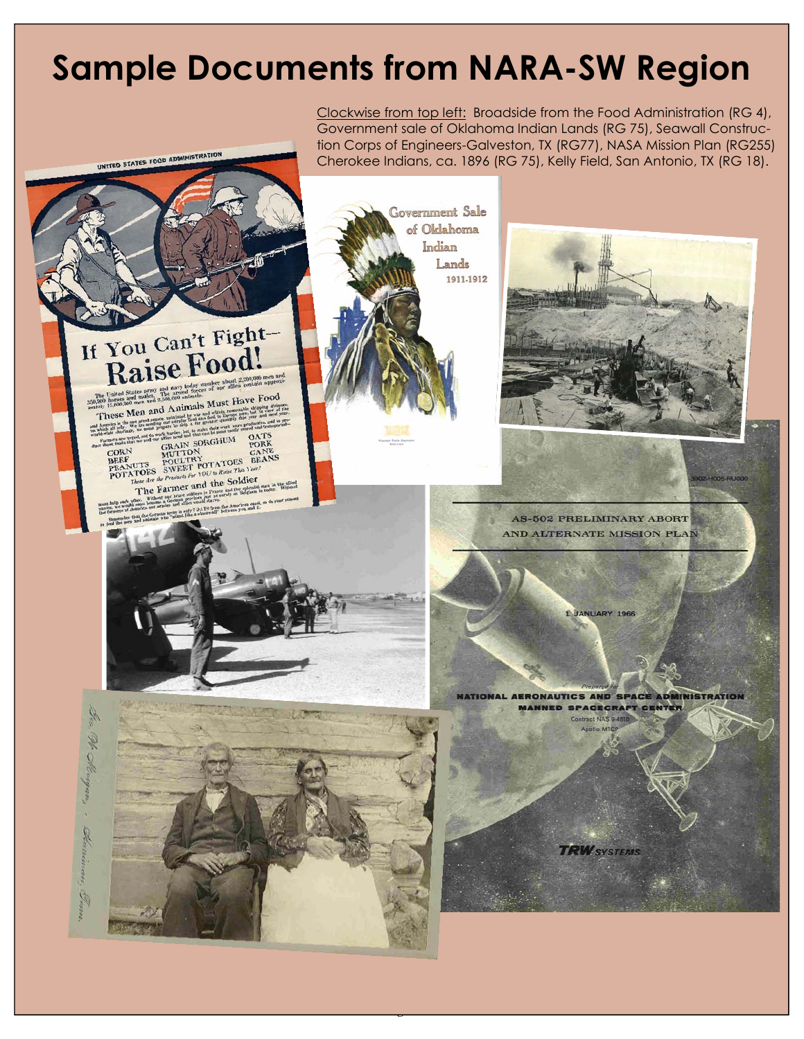# Sample Documents from NARA-SW Region

Clockwise from top left: Broadside from the Food Administration (RG 4), Government sale of Oklahoma Indian Lands (RG 75), Seawall Construction Corps of Engineers-Galveston, TX (RG77), NASA Mission Plan (RG255) Cherokee Indians, ca. 1896 (RG 75), Kelly Field, San Antonio, TX (RG 18).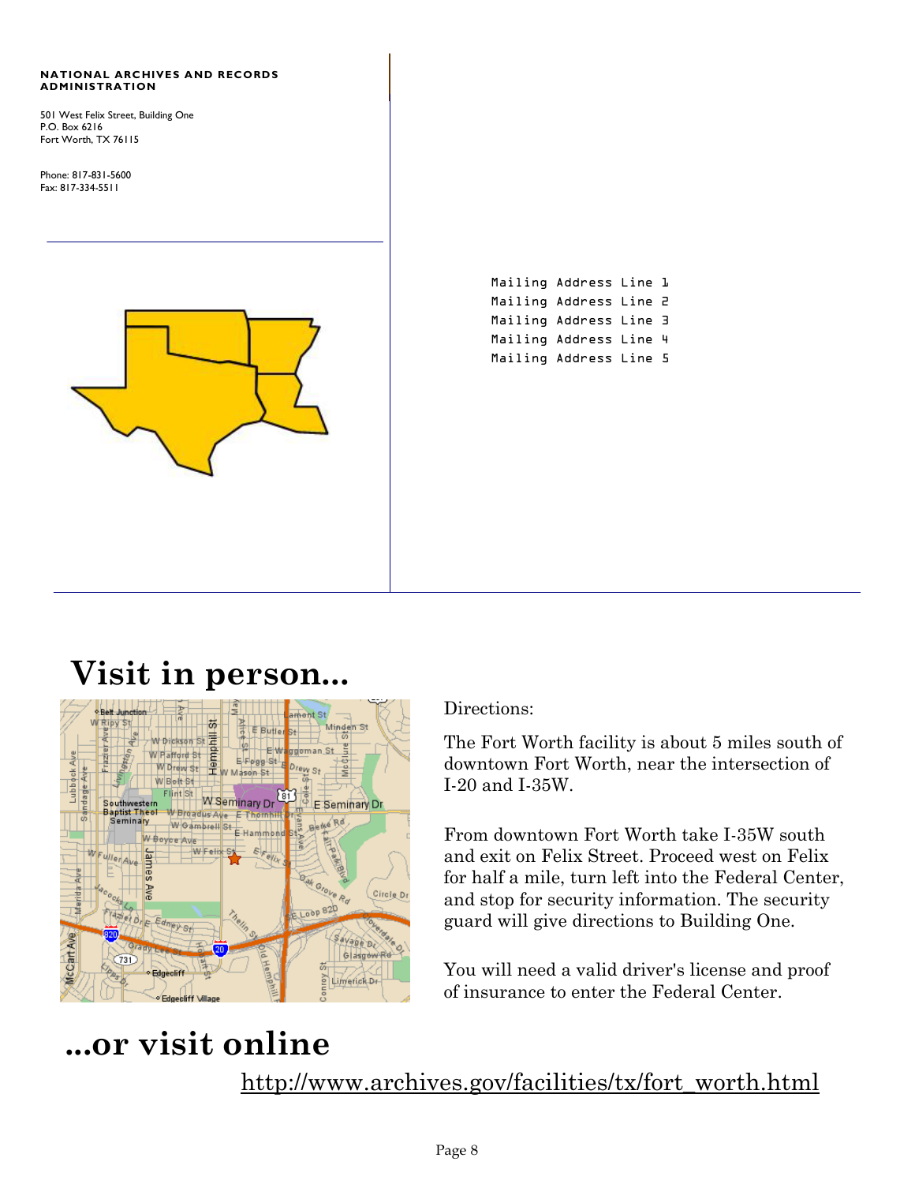**NATIONAL ARCHIVES AND RECORDS ADMINISTRATION**

501 West Felix Street, Building One
P.O. Box 6216
Fort Worth, TX 76115

Phone: 817-831-5600
Fax: 817-334-5511

Mailing Address Line 1
Mailing Address Line 2
Mailing Address Line 3
Mailing Address Line 4
Mailing Address Line 5

# Visit in person...

Directions:

The Fort Worth facility is about 5 miles south of downtown Fort Worth, near the intersection of I-20 and I-35W.

From downtown Fort Worth take I-35W south and exit on Felix Street. Proceed west on Felix for half a mile, turn left into the Federal Center, and stop for security information. The security guard will give directions to Building One.

You will need a valid driver's license and proof of insurance to enter the Federal Center.

# ...or visit online

http://www.archives.gov/facilities/tx/fort_worth.html